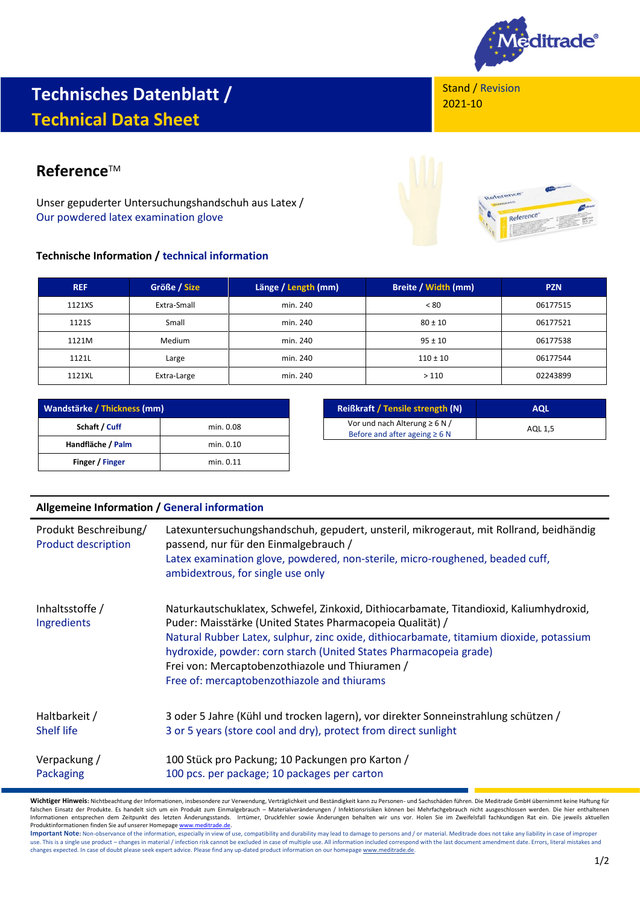# Technisches Datenblatt / Technical Data Sheet

Stand / Revision
2021-10

## Reference™

Unser gepuderter Untersuchungshandschuh aus Latex /
Our powdered latex examination glove

### Technische Information / technical information

| REF | Größe / Size | Länge / Length (mm) | Breite / Width (mm) | PZN |
|---|---|---|---|---|
| 1121XS | Extra-Small | min. 240 | < 80 | 06177515 |
| 1121S | Small | min. 240 | 80 ± 10 | 06177521 |
| 1121M | Medium | min. 240 | 95 ± 10 | 06177538 |
| 1121L | Large | min. 240 | 110 ± 10 | 06177544 |
| 1121XL | Extra-Large | min. 240 | > 110 | 02243899 |

| Wandstärke / Thickness (mm) | |
|---|---|
| **Schaft / Cuff** | min. 0.08 |
| **Handfläche / Palm** | min. 0.10 |
| **Finger / Finger** | min. 0.11 |

| Reißkraft / Tensile strength (N) | AQL |
|---|---|
| Vor und nach Alterung ≥ 6 N / Before and after ageing ≥ 6 N | AQL 1,5 |

### Allgemeine Information / General information

**Produkt Beschreibung/ Product description**
Latexuntersuchungshandschuh, gepudert, unsteril, mikrogeraut, mit Rollrand, beidhändig passend, nur für den Einmalgebrauch /
Latex examination glove, powdered, non-sterile, micro-roughened, beaded cuff, ambidextrous, for single use only

**Inhaltsstoffe / Ingredients**
Naturkautschuklatex, Schwefel, Zinkoxid, Dithiocarbamate, Titandioxid, Kaliumhydroxid, Puder: Maisstärke (United States Pharmacopeia Qualität) /
Natural Rubber Latex, sulphur, zinc oxide, dithiocarbamate, titamium dioxide, potassium hydroxide, powder: corn starch (United States Pharmacopeia grade)
Frei von: Mercaptobenzothiazole und Thiuramen /
Free of: mercaptobenzothiazole and thiurams

**Haltbarkeit / Shelf life**
3 oder 5 Jahre (Kühl und trocken lagern), vor direkter Sonneinstrahlung schützen /
3 or 5 years (store cool and dry), protect from direct sunlight

**Verpackung / Packaging**
100 Stück pro Packung; 10 Packungen pro Karton /
100 pcs. per package; 10 packages per carton

**Wichtiger Hinweis:** Nichtbeachtung der Informationen, insbesondere zur Verwendung, Verträglichkeit und Beständigkeit kann zu Personen- und Sachschäden führen. Die Meditrade GmbH übernimmt keine Haftung für falschen Einsatz der Produkte. Es handelt sich um ein Produkt zum Einmalgebrauch – Materialveränderungen / Infektionsrisiken können bei Mehrfachgebrauch nicht ausgeschlossen werden. Die hier enthaltenen Informationen entsprechen dem Zeitpunkt des letzten Änderungsstands. Irrtümer, Druckfehler sowie Änderungen behalten wir uns vor. Holen Sie im Zweifelsfall fachkundigen Rat ein. Die jeweils aktuellen Produktinformationen finden Sie auf unserer Homepage www.meditrade.de.

**Important Note:** Non-observance of the information, especially in view of use, compatibility and durability may lead to damage to persons and / or material. Meditrade does not take any liability in case of improper use. This is a single use product – changes in material / infection risk cannot be excluded in case of multiple use. All information included correspond with the last document amendment date. Errors, literal mistakes and changes expected. In case of doubt please seek expert advice. Please find any up-dated product information on our homepage www.meditrade.de.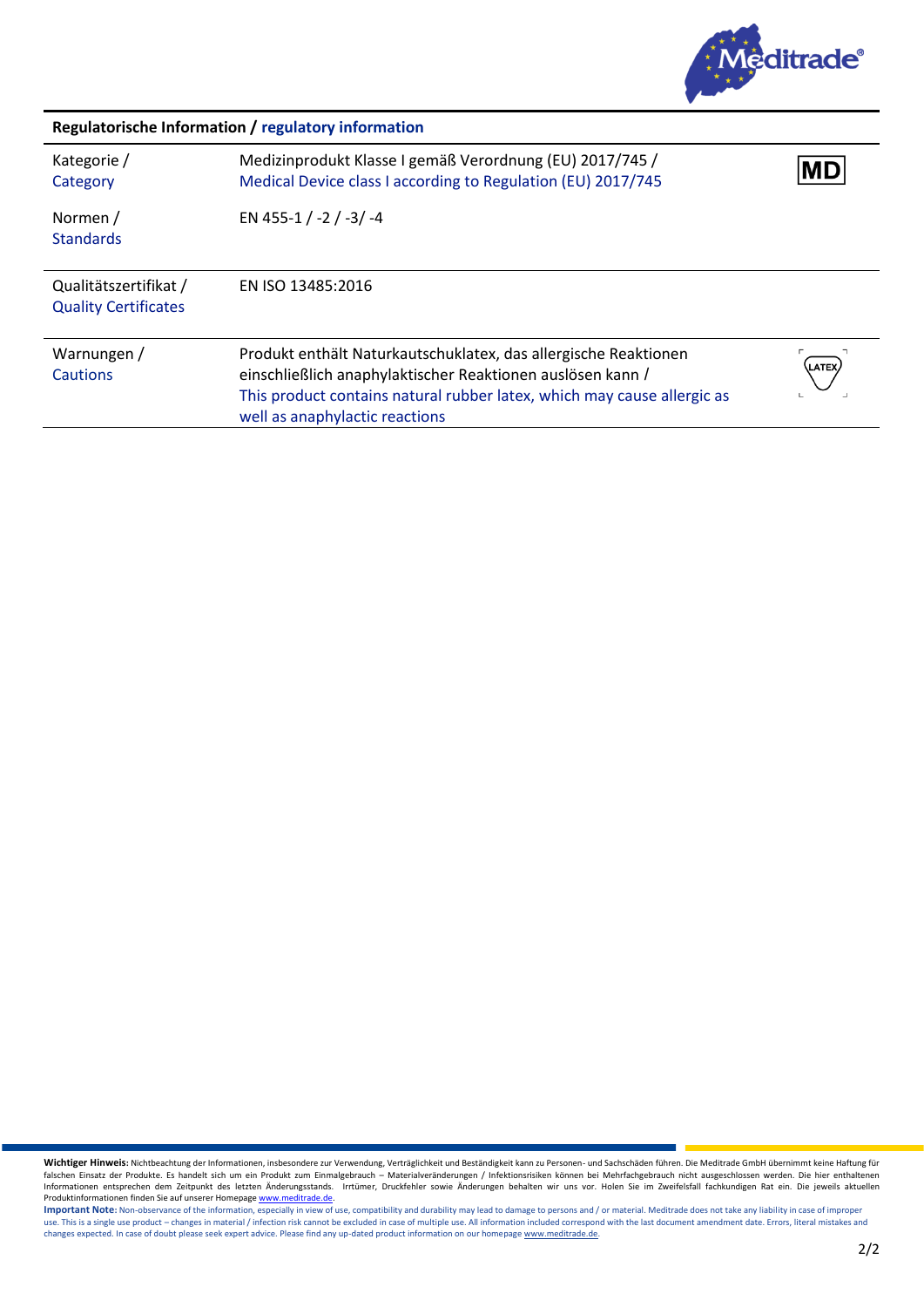## Regulatorische Information / regulatory information

| | | |
|---|---|---|
| Kategorie / Category | Medizinprodukt Klasse I gemäß Verordnung (EU) 2017/745 / Medical Device class I according to Regulation (EU) 2017/745 | MD |
| Normen / Standards | EN 455-1 / -2 / -3/ -4 | |
| Qualitätszertifikat / Quality Certificates | EN ISO 13485:2016 | |
| Warnungen / Cautions | Produkt enthält Naturkautschuklatex, das allergische Reaktionen einschließlich anaphylaktischer Reaktionen auslösen kann / This product contains natural rubber latex, which may cause allergic as well as anaphylactic reactions | LATEX |

**Wichtiger Hinweis:** Nichtbeachtung der Informationen, insbesondere zur Verwendung, Verträglichkeit und Beständigkeit kann zu Personen- und Sachschäden führen. Die Meditrade GmbH übernimmt keine Haftung für falschen Einsatz der Produkte. Es handelt sich um ein Produkt zum Einmalgebrauch – Materialveränderungen / Infektionsrisiken können bei Mehrfachgebrauch nicht ausgeschlossen werden. Die hier enthaltenen Informationen entsprechen dem Zeitpunkt des letzten Änderungsstands. Irrtümer, Druckfehler sowie Änderungen behalten wir uns vor. Holen Sie im Zweifelsfall fachkundigen Rat ein. Die jeweils aktuellen Produktinformationen finden Sie auf unserer Homepage www.meditrade.de.

**Important Note:** Non-observance of the information, especially in view of use, compatibility and durability may lead to damage to persons and / or material. Meditrade does not take any liability in case of improper use. This is a single use product – changes in material / infection risk cannot be excluded in case of multiple use. All information included correspond with the last document amendment date. Errors, literal mistakes and changes expected. In case of doubt please seek expert advice. Please find any up-dated product information on our homepage www.meditrade.de.